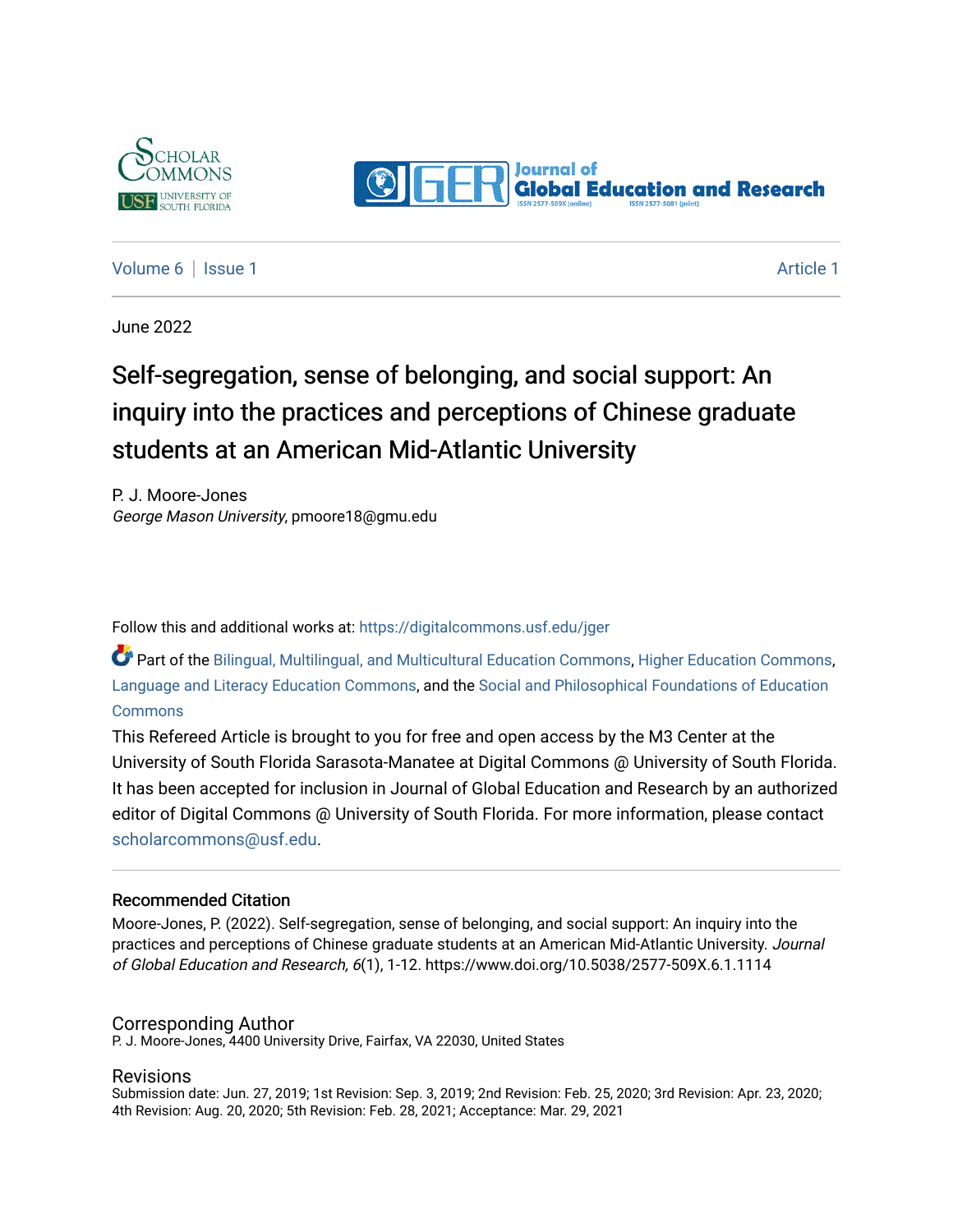Volume 6 | Issue 1 Article 1

June 2022

# Self-segregation, sense of belonging, and social support: An inquiry into the practices and perceptions of Chinese graduate students at an American Mid-Atlantic University

P. J. Moore-Jones
*George Mason University*, pmoore18@gmu.edu

Follow this and additional works at: https://digitalcommons.usf.edu/jger

Part of the Bilingual, Multilingual, and Multicultural Education Commons, Higher Education Commons, Language and Literacy Education Commons, and the Social and Philosophical Foundations of Education Commons

This Refereed Article is brought to you for free and open access by the M3 Center at the University of South Florida Sarasota-Manatee at Digital Commons @ University of South Florida. It has been accepted for inclusion in Journal of Global Education and Research by an authorized editor of Digital Commons @ University of South Florida. For more information, please contact scholarcommons@usf.edu.

## Recommended Citation

Moore-Jones, P. (2022). Self-segregation, sense of belonging, and social support: An inquiry into the practices and perceptions of Chinese graduate students at an American Mid-Atlantic University. *Journal of Global Education and Research, 6*(1), 1-12. https://www.doi.org/10.5038/2577-509X.6.1.1114

## Corresponding Author

P. J. Moore-Jones, 4400 University Drive, Fairfax, VA 22030, United States

## Revisions

Submission date: Jun. 27, 2019; 1st Revision: Sep. 3, 2019; 2nd Revision: Feb. 25, 2020; 3rd Revision: Apr. 23, 2020; 4th Revision: Aug. 20, 2020; 5th Revision: Feb. 28, 2021; Acceptance: Mar. 29, 2021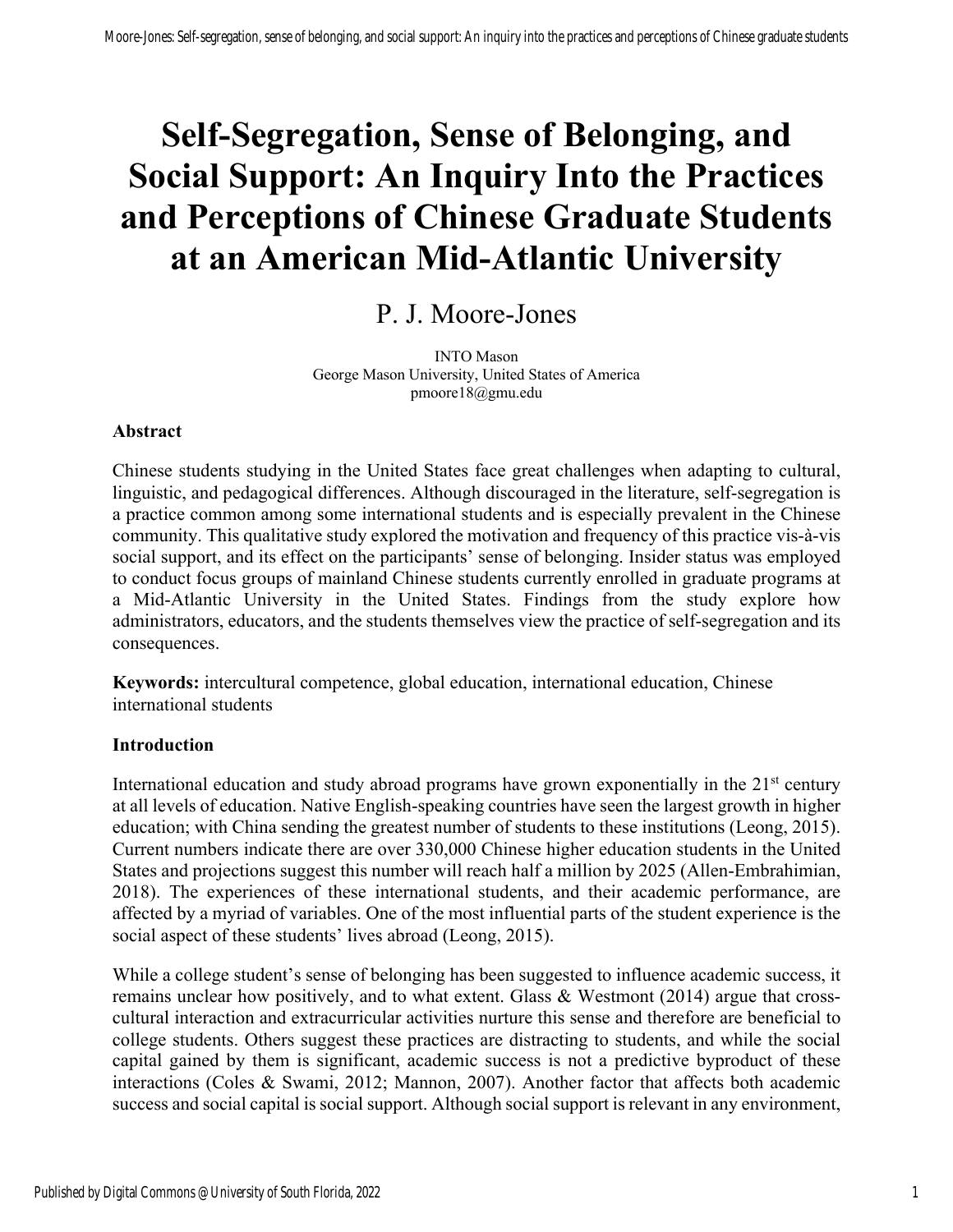# Self-Segregation, Sense of Belonging, and Social Support: An Inquiry Into the Practices and Perceptions of Chinese Graduate Students at an American Mid-Atlantic University

P. J. Moore-Jones

INTO Mason
George Mason University, United States of America
pmoore18@gmu.edu

### Abstract

Chinese students studying in the United States face great challenges when adapting to cultural, linguistic, and pedagogical differences. Although discouraged in the literature, self-segregation is a practice common among some international students and is especially prevalent in the Chinese community. This qualitative study explored the motivation and frequency of this practice vis-à-vis social support, and its effect on the participants' sense of belonging. Insider status was employed to conduct focus groups of mainland Chinese students currently enrolled in graduate programs at a Mid-Atlantic University in the United States. Findings from the study explore how administrators, educators, and the students themselves view the practice of self-segregation and its consequences.

**Keywords:** intercultural competence, global education, international education, Chinese international students

### Introduction

International education and study abroad programs have grown exponentially in the 21st century at all levels of education. Native English-speaking countries have seen the largest growth in higher education; with China sending the greatest number of students to these institutions (Leong, 2015). Current numbers indicate there are over 330,000 Chinese higher education students in the United States and projections suggest this number will reach half a million by 2025 (Allen-Embrahimian, 2018). The experiences of these international students, and their academic performance, are affected by a myriad of variables. One of the most influential parts of the student experience is the social aspect of these students' lives abroad (Leong, 2015).

While a college student's sense of belonging has been suggested to influence academic success, it remains unclear how positively, and to what extent. Glass & Westmont (2014) argue that cross-cultural interaction and extracurricular activities nurture this sense and therefore are beneficial to college students. Others suggest these practices are distracting to students, and while the social capital gained by them is significant, academic success is not a predictive byproduct of these interactions (Coles & Swami, 2012; Mannon, 2007). Another factor that affects both academic success and social capital is social support. Although social support is relevant in any environment,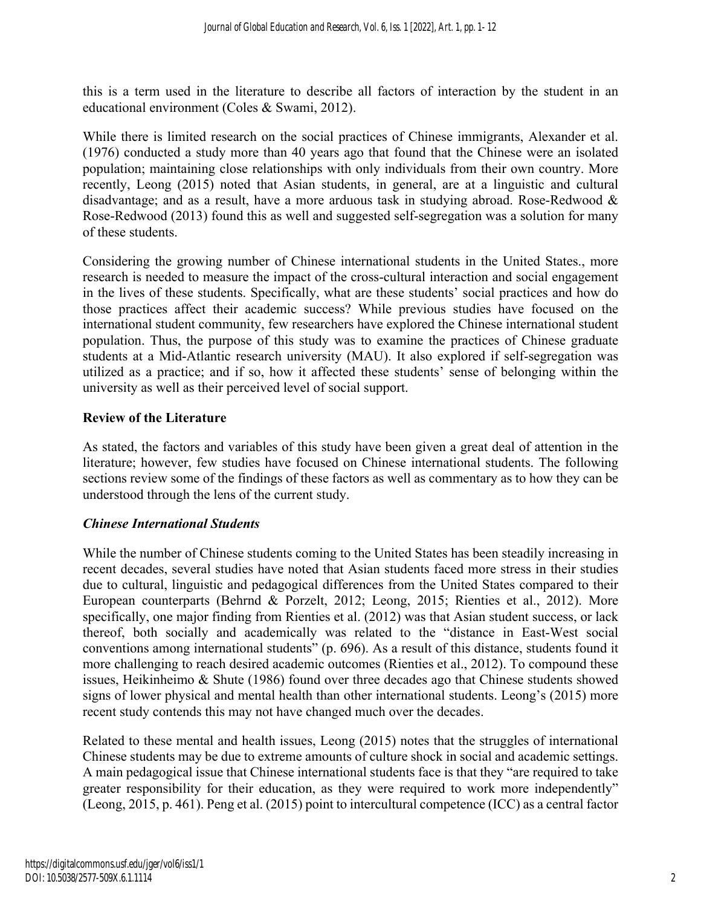this is a term used in the literature to describe all factors of interaction by the student in an educational environment (Coles & Swami, 2012).

While there is limited research on the social practices of Chinese immigrants, Alexander et al. (1976) conducted a study more than 40 years ago that found that the Chinese were an isolated population; maintaining close relationships with only individuals from their own country. More recently, Leong (2015) noted that Asian students, in general, are at a linguistic and cultural disadvantage; and as a result, have a more arduous task in studying abroad. Rose-Redwood & Rose-Redwood (2013) found this as well and suggested self-segregation was a solution for many of these students.

Considering the growing number of Chinese international students in the United States., more research is needed to measure the impact of the cross-cultural interaction and social engagement in the lives of these students. Specifically, what are these students' social practices and how do those practices affect their academic success? While previous studies have focused on the international student community, few researchers have explored the Chinese international student population. Thus, the purpose of this study was to examine the practices of Chinese graduate students at a Mid-Atlantic research university (MAU). It also explored if self-segregation was utilized as a practice; and if so, how it affected these students' sense of belonging within the university as well as their perceived level of social support.

## Review of the Literature

As stated, the factors and variables of this study have been given a great deal of attention in the literature; however, few studies have focused on Chinese international students. The following sections review some of the findings of these factors as well as commentary as to how they can be understood through the lens of the current study.

### *Chinese International Students*

While the number of Chinese students coming to the United States has been steadily increasing in recent decades, several studies have noted that Asian students faced more stress in their studies due to cultural, linguistic and pedagogical differences from the United States compared to their European counterparts (Behrnd & Porzelt, 2012; Leong, 2015; Rienties et al., 2012). More specifically, one major finding from Rienties et al. (2012) was that Asian student success, or lack thereof, both socially and academically was related to the "distance in East-West social conventions among international students" (p. 696). As a result of this distance, students found it more challenging to reach desired academic outcomes (Rienties et al., 2012). To compound these issues, Heikinheimo & Shute (1986) found over three decades ago that Chinese students showed signs of lower physical and mental health than other international students. Leong's (2015) more recent study contends this may not have changed much over the decades.

Related to these mental and health issues, Leong (2015) notes that the struggles of international Chinese students may be due to extreme amounts of culture shock in social and academic settings. A main pedagogical issue that Chinese international students face is that they "are required to take greater responsibility for their education, as they were required to work more independently" (Leong, 2015, p. 461). Peng et al. (2015) point to intercultural competence (ICC) as a central factor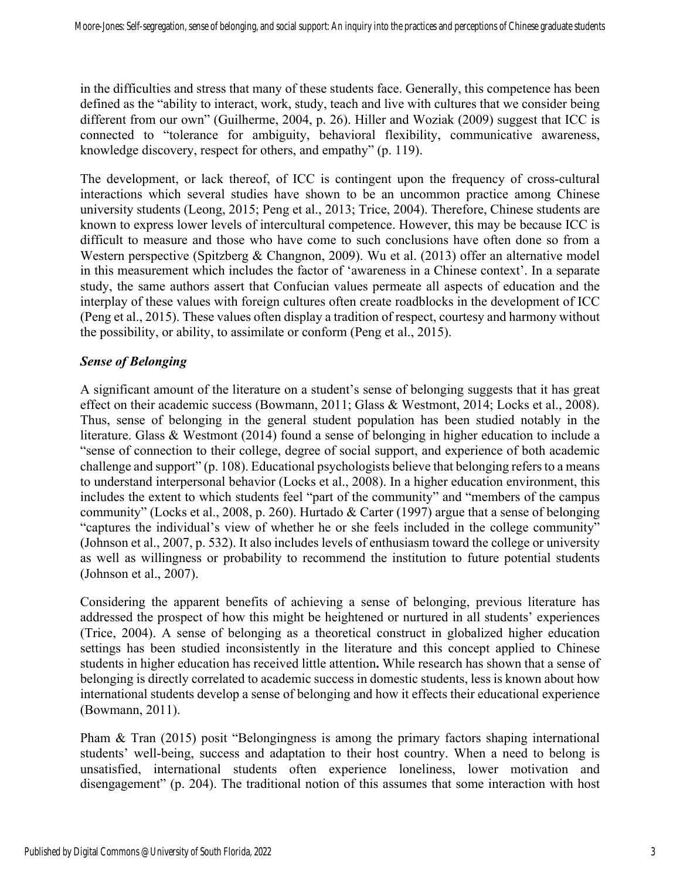in the difficulties and stress that many of these students face. Generally, this competence has been defined as the "ability to interact, work, study, teach and live with cultures that we consider being different from our own" (Guilherme, 2004, p. 26). Hiller and Woziak (2009) suggest that ICC is connected to "tolerance for ambiguity, behavioral flexibility, communicative awareness, knowledge discovery, respect for others, and empathy" (p. 119).

The development, or lack thereof, of ICC is contingent upon the frequency of cross-cultural interactions which several studies have shown to be an uncommon practice among Chinese university students (Leong, 2015; Peng et al., 2013; Trice, 2004). Therefore, Chinese students are known to express lower levels of intercultural competence. However, this may be because ICC is difficult to measure and those who have come to such conclusions have often done so from a Western perspective (Spitzberg & Changnon, 2009). Wu et al. (2013) offer an alternative model in this measurement which includes the factor of 'awareness in a Chinese context'. In a separate study, the same authors assert that Confucian values permeate all aspects of education and the interplay of these values with foreign cultures often create roadblocks in the development of ICC (Peng et al., 2015). These values often display a tradition of respect, courtesy and harmony without the possibility, or ability, to assimilate or conform (Peng et al., 2015).

### *Sense of Belonging*

A significant amount of the literature on a student's sense of belonging suggests that it has great effect on their academic success (Bowmann, 2011; Glass & Westmont, 2014; Locks et al., 2008). Thus, sense of belonging in the general student population has been studied notably in the literature. Glass & Westmont (2014) found a sense of belonging in higher education to include a "sense of connection to their college, degree of social support, and experience of both academic challenge and support" (p. 108). Educational psychologists believe that belonging refers to a means to understand interpersonal behavior (Locks et al., 2008). In a higher education environment, this includes the extent to which students feel "part of the community" and "members of the campus community" (Locks et al., 2008, p. 260). Hurtado & Carter (1997) argue that a sense of belonging "captures the individual's view of whether he or she feels included in the college community" (Johnson et al., 2007, p. 532). It also includes levels of enthusiasm toward the college or university as well as willingness or probability to recommend the institution to future potential students (Johnson et al., 2007).

Considering the apparent benefits of achieving a sense of belonging, previous literature has addressed the prospect of how this might be heightened or nurtured in all students' experiences (Trice, 2004). A sense of belonging as a theoretical construct in globalized higher education settings has been studied inconsistently in the literature and this concept applied to Chinese students in higher education has received little attention**.** While research has shown that a sense of belonging is directly correlated to academic success in domestic students, less is known about how international students develop a sense of belonging and how it effects their educational experience (Bowmann, 2011).

Pham & Tran (2015) posit "Belongingness is among the primary factors shaping international students' well-being, success and adaptation to their host country. When a need to belong is unsatisfied, international students often experience loneliness, lower motivation and disengagement" (p. 204). The traditional notion of this assumes that some interaction with host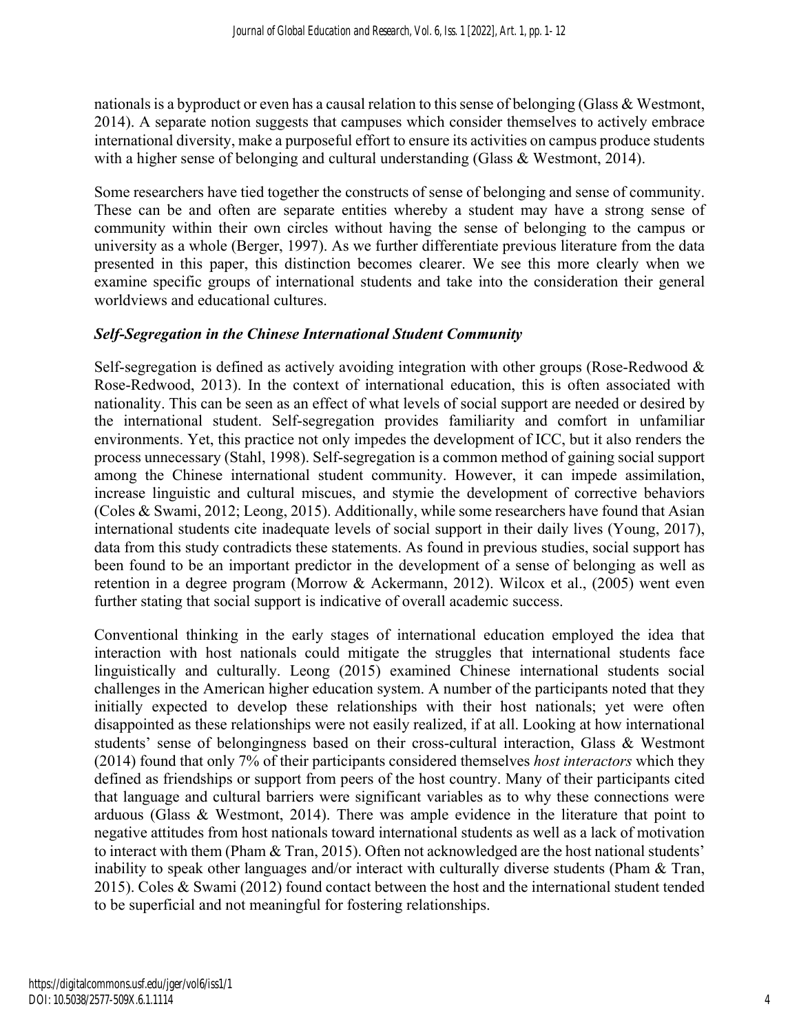nationals is a byproduct or even has a causal relation to this sense of belonging (Glass & Westmont, 2014). A separate notion suggests that campuses which consider themselves to actively embrace international diversity, make a purposeful effort to ensure its activities on campus produce students with a higher sense of belonging and cultural understanding (Glass & Westmont, 2014).

Some researchers have tied together the constructs of sense of belonging and sense of community. These can be and often are separate entities whereby a student may have a strong sense of community within their own circles without having the sense of belonging to the campus or university as a whole (Berger, 1997). As we further differentiate previous literature from the data presented in this paper, this distinction becomes clearer. We see this more clearly when we examine specific groups of international students and take into the consideration their general worldviews and educational cultures.

### *Self-Segregation in the Chinese International Student Community*

Self-segregation is defined as actively avoiding integration with other groups (Rose-Redwood & Rose-Redwood, 2013). In the context of international education, this is often associated with nationality. This can be seen as an effect of what levels of social support are needed or desired by the international student. Self-segregation provides familiarity and comfort in unfamiliar environments. Yet, this practice not only impedes the development of ICC, but it also renders the process unnecessary (Stahl, 1998). Self-segregation is a common method of gaining social support among the Chinese international student community. However, it can impede assimilation, increase linguistic and cultural miscues, and stymie the development of corrective behaviors (Coles & Swami, 2012; Leong, 2015). Additionally, while some researchers have found that Asian international students cite inadequate levels of social support in their daily lives (Young, 2017), data from this study contradicts these statements. As found in previous studies, social support has been found to be an important predictor in the development of a sense of belonging as well as retention in a degree program (Morrow & Ackermann, 2012). Wilcox et al., (2005) went even further stating that social support is indicative of overall academic success.

Conventional thinking in the early stages of international education employed the idea that interaction with host nationals could mitigate the struggles that international students face linguistically and culturally. Leong (2015) examined Chinese international students social challenges in the American higher education system. A number of the participants noted that they initially expected to develop these relationships with their host nationals; yet were often disappointed as these relationships were not easily realized, if at all. Looking at how international students' sense of belongingness based on their cross-cultural interaction, Glass & Westmont (2014) found that only 7% of their participants considered themselves *host interactors* which they defined as friendships or support from peers of the host country. Many of their participants cited that language and cultural barriers were significant variables as to why these connections were arduous (Glass & Westmont, 2014). There was ample evidence in the literature that point to negative attitudes from host nationals toward international students as well as a lack of motivation to interact with them (Pham & Tran, 2015). Often not acknowledged are the host national students' inability to speak other languages and/or interact with culturally diverse students (Pham & Tran, 2015). Coles & Swami (2012) found contact between the host and the international student tended to be superficial and not meaningful for fostering relationships.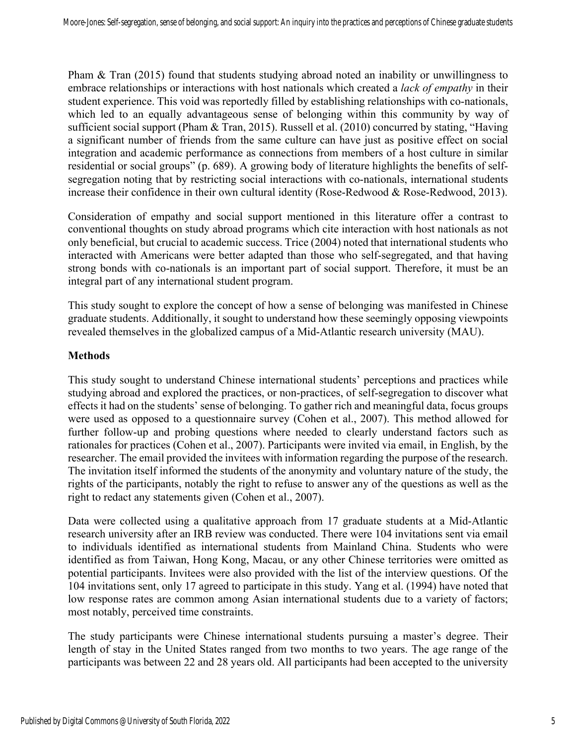Pham & Tran (2015) found that students studying abroad noted an inability or unwillingness to embrace relationships or interactions with host nationals which created a *lack of empathy* in their student experience. This void was reportedly filled by establishing relationships with co-nationals, which led to an equally advantageous sense of belonging within this community by way of sufficient social support (Pham & Tran, 2015). Russell et al. (2010) concurred by stating, "Having a significant number of friends from the same culture can have just as positive effect on social integration and academic performance as connections from members of a host culture in similar residential or social groups" (p. 689). A growing body of literature highlights the benefits of self-segregation noting that by restricting social interactions with co-nationals, international students increase their confidence in their own cultural identity (Rose-Redwood & Rose-Redwood, 2013).

Consideration of empathy and social support mentioned in this literature offer a contrast to conventional thoughts on study abroad programs which cite interaction with host nationals as not only beneficial, but crucial to academic success. Trice (2004) noted that international students who interacted with Americans were better adapted than those who self-segregated, and that having strong bonds with co-nationals is an important part of social support. Therefore, it must be an integral part of any international student program.

This study sought to explore the concept of how a sense of belonging was manifested in Chinese graduate students. Additionally, it sought to understand how these seemingly opposing viewpoints revealed themselves in the globalized campus of a Mid-Atlantic research university (MAU).

## Methods

This study sought to understand Chinese international students' perceptions and practices while studying abroad and explored the practices, or non-practices, of self-segregation to discover what effects it had on the students' sense of belonging. To gather rich and meaningful data, focus groups were used as opposed to a questionnaire survey (Cohen et al., 2007). This method allowed for further follow-up and probing questions where needed to clearly understand factors such as rationales for practices (Cohen et al., 2007). Participants were invited via email, in English, by the researcher. The email provided the invitees with information regarding the purpose of the research. The invitation itself informed the students of the anonymity and voluntary nature of the study, the rights of the participants, notably the right to refuse to answer any of the questions as well as the right to redact any statements given (Cohen et al., 2007).

Data were collected using a qualitative approach from 17 graduate students at a Mid-Atlantic research university after an IRB review was conducted. There were 104 invitations sent via email to individuals identified as international students from Mainland China. Students who were identified as from Taiwan, Hong Kong, Macau, or any other Chinese territories were omitted as potential participants. Invitees were also provided with the list of the interview questions. Of the 104 invitations sent, only 17 agreed to participate in this study. Yang et al. (1994) have noted that low response rates are common among Asian international students due to a variety of factors; most notably, perceived time constraints.

The study participants were Chinese international students pursuing a master's degree. Their length of stay in the United States ranged from two months to two years. The age range of the participants was between 22 and 28 years old. All participants had been accepted to the university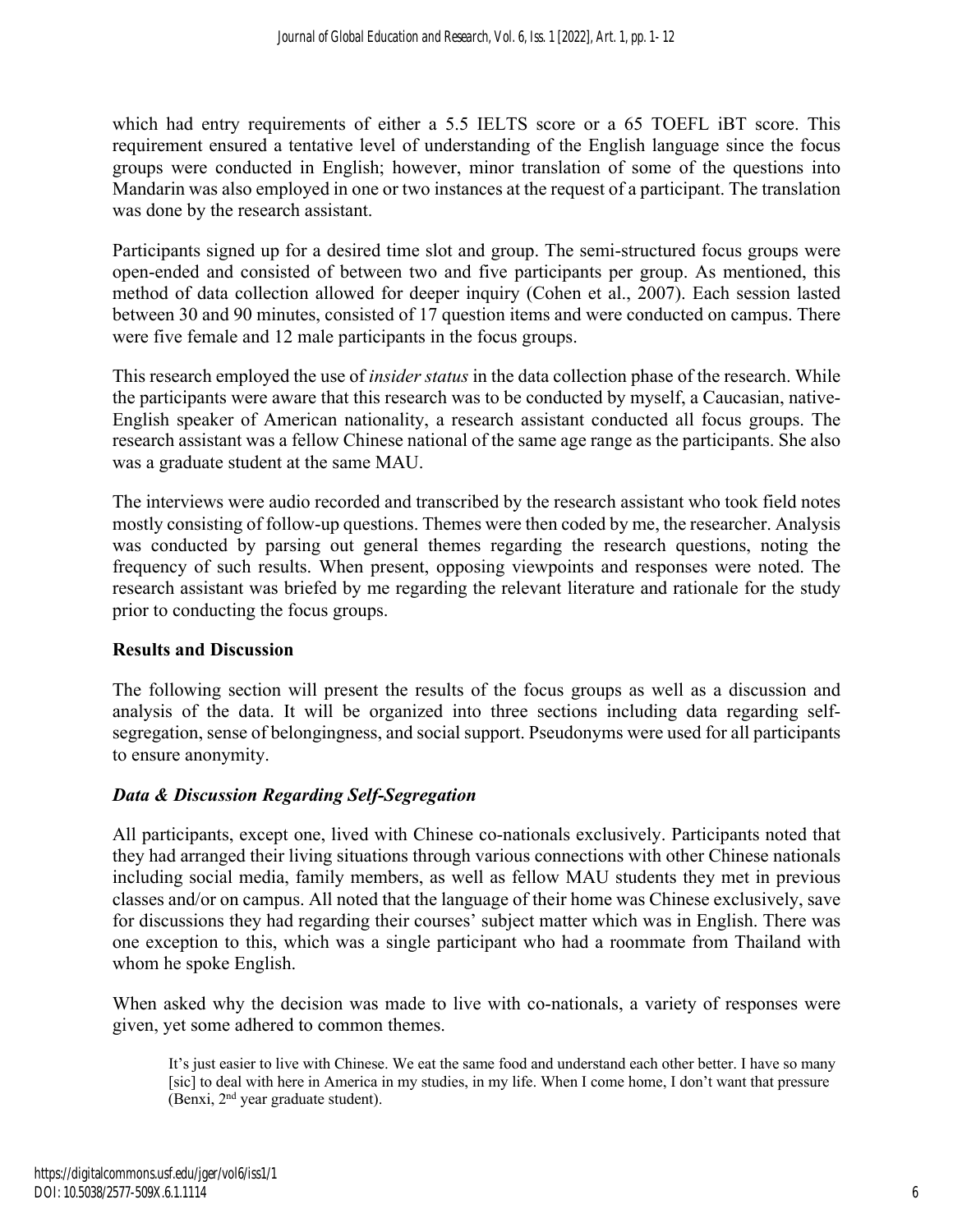which had entry requirements of either a 5.5 IELTS score or a 65 TOEFL iBT score. This requirement ensured a tentative level of understanding of the English language since the focus groups were conducted in English; however, minor translation of some of the questions into Mandarin was also employed in one or two instances at the request of a participant. The translation was done by the research assistant.

Participants signed up for a desired time slot and group. The semi-structured focus groups were open-ended and consisted of between two and five participants per group. As mentioned, this method of data collection allowed for deeper inquiry (Cohen et al., 2007). Each session lasted between 30 and 90 minutes, consisted of 17 question items and were conducted on campus. There were five female and 12 male participants in the focus groups.

This research employed the use of *insider status* in the data collection phase of the research. While the participants were aware that this research was to be conducted by myself, a Caucasian, native-English speaker of American nationality, a research assistant conducted all focus groups. The research assistant was a fellow Chinese national of the same age range as the participants. She also was a graduate student at the same MAU.

The interviews were audio recorded and transcribed by the research assistant who took field notes mostly consisting of follow-up questions. Themes were then coded by me, the researcher. Analysis was conducted by parsing out general themes regarding the research questions, noting the frequency of such results. When present, opposing viewpoints and responses were noted. The research assistant was briefed by me regarding the relevant literature and rationale for the study prior to conducting the focus groups.

## Results and Discussion

The following section will present the results of the focus groups as well as a discussion and analysis of the data. It will be organized into three sections including data regarding self-segregation, sense of belongingness, and social support. Pseudonyms were used for all participants to ensure anonymity.

### *Data & Discussion Regarding Self-Segregation*

All participants, except one, lived with Chinese co-nationals exclusively. Participants noted that they had arranged their living situations through various connections with other Chinese nationals including social media, family members, as well as fellow MAU students they met in previous classes and/or on campus. All noted that the language of their home was Chinese exclusively, save for discussions they had regarding their courses' subject matter which was in English. There was one exception to this, which was a single participant who had a roommate from Thailand with whom he spoke English.

When asked why the decision was made to live with co-nationals, a variety of responses were given, yet some adhered to common themes.

> It's just easier to live with Chinese. We eat the same food and understand each other better. I have so many [sic] to deal with here in America in my studies, in my life. When I come home, I don't want that pressure (Benxi, 2nd year graduate student).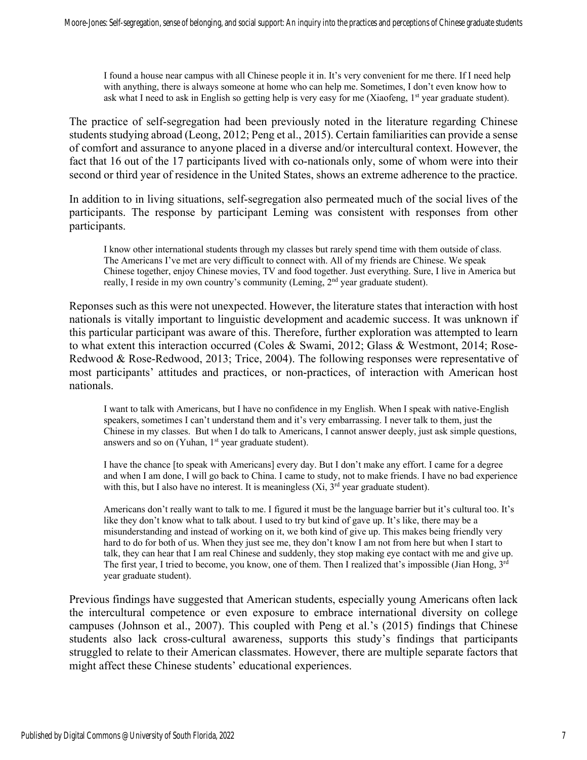> I found a house near campus with all Chinese people it in. It's very convenient for me there. If I need help with anything, there is always someone at home who can help me. Sometimes, I don't even know how to ask what I need to ask in English so getting help is very easy for me (Xiaofeng, 1st year graduate student).

The practice of self-segregation had been previously noted in the literature regarding Chinese students studying abroad (Leong, 2012; Peng et al., 2015). Certain familiarities can provide a sense of comfort and assurance to anyone placed in a diverse and/or intercultural context. However, the fact that 16 out of the 17 participants lived with co-nationals only, some of whom were into their second or third year of residence in the United States, shows an extreme adherence to the practice.

In addition to in living situations, self-segregation also permeated much of the social lives of the participants. The response by participant Leming was consistent with responses from other participants.

> I know other international students through my classes but rarely spend time with them outside of class. The Americans I've met are very difficult to connect with. All of my friends are Chinese. We speak Chinese together, enjoy Chinese movies, TV and food together. Just everything. Sure, I live in America but really, I reside in my own country's community (Leming, 2nd year graduate student).

Reponses such as this were not unexpected. However, the literature states that interaction with host nationals is vitally important to linguistic development and academic success. It was unknown if this particular participant was aware of this. Therefore, further exploration was attempted to learn to what extent this interaction occurred (Coles & Swami, 2012; Glass & Westmont, 2014; Rose-Redwood & Rose-Redwood, 2013; Trice, 2004). The following responses were representative of most participants' attitudes and practices, or non-practices, of interaction with American host nationals.

> I want to talk with Americans, but I have no confidence in my English. When I speak with native-English speakers, sometimes I can't understand them and it's very embarrassing. I never talk to them, just the Chinese in my classes. But when I do talk to Americans, I cannot answer deeply, just ask simple questions, answers and so on (Yuhan, 1st year graduate student).

> I have the chance [to speak with Americans] every day. But I don't make any effort. I came for a degree and when I am done, I will go back to China. I came to study, not to make friends. I have no bad experience with this, but I also have no interest. It is meaningless (Xi, 3rd year graduate student).

> Americans don't really want to talk to me. I figured it must be the language barrier but it's cultural too. It's like they don't know what to talk about. I used to try but kind of gave up. It's like, there may be a misunderstanding and instead of working on it, we both kind of give up. This makes being friendly very hard to do for both of us. When they just see me, they don't know I am not from here but when I start to talk, they can hear that I am real Chinese and suddenly, they stop making eye contact with me and give up. The first year, I tried to become, you know, one of them. Then I realized that's impossible (Jian Hong, 3rd year graduate student).

Previous findings have suggested that American students, especially young Americans often lack the intercultural competence or even exposure to embrace international diversity on college campuses (Johnson et al., 2007). This coupled with Peng et al.'s (2015) findings that Chinese students also lack cross-cultural awareness, supports this study's findings that participants struggled to relate to their American classmates. However, there are multiple separate factors that might affect these Chinese students' educational experiences.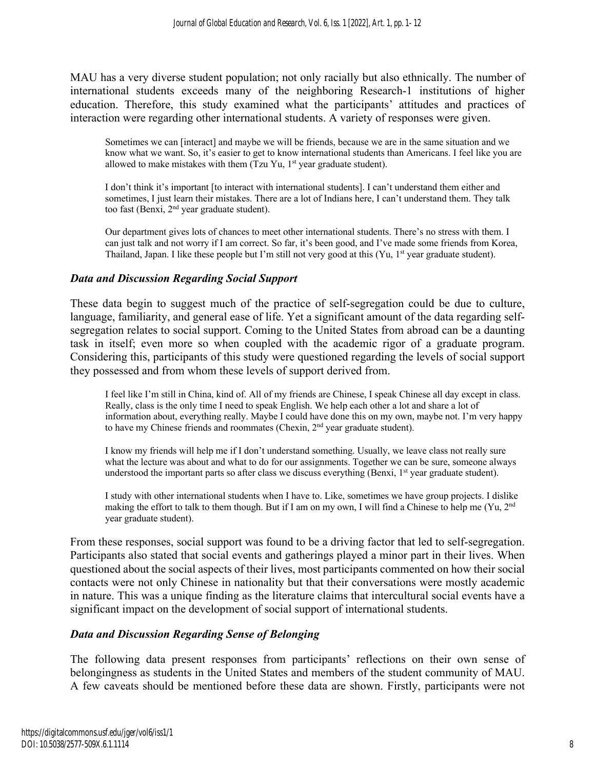MAU has a very diverse student population; not only racially but also ethnically. The number of international students exceeds many of the neighboring Research-1 institutions of higher education. Therefore, this study examined what the participants' attitudes and practices of interaction were regarding other international students. A variety of responses were given.

> Sometimes we can [interact] and maybe we will be friends, because we are in the same situation and we know what we want. So, it's easier to get to know international students than Americans. I feel like you are allowed to make mistakes with them (Tzu Yu, 1st year graduate student).

> I don't think it's important [to interact with international students]. I can't understand them either and sometimes, I just learn their mistakes. There are a lot of Indians here, I can't understand them. They talk too fast (Benxi, 2nd year graduate student).

> Our department gives lots of chances to meet other international students. There's no stress with them. I can just talk and not worry if I am correct. So far, it's been good, and I've made some friends from Korea, Thailand, Japan. I like these people but I'm still not very good at this (Yu, 1st year graduate student).

### *Data and Discussion Regarding Social Support*

These data begin to suggest much of the practice of self-segregation could be due to culture, language, familiarity, and general ease of life. Yet a significant amount of the data regarding self-segregation relates to social support. Coming to the United States from abroad can be a daunting task in itself; even more so when coupled with the academic rigor of a graduate program. Considering this, participants of this study were questioned regarding the levels of social support they possessed and from whom these levels of support derived from.

> I feel like I'm still in China, kind of. All of my friends are Chinese, I speak Chinese all day except in class. Really, class is the only time I need to speak English. We help each other a lot and share a lot of information about, everything really. Maybe I could have done this on my own, maybe not. I'm very happy to have my Chinese friends and roommates (Chexin, 2nd year graduate student).

> I know my friends will help me if I don't understand something. Usually, we leave class not really sure what the lecture was about and what to do for our assignments. Together we can be sure, someone always understood the important parts so after class we discuss everything (Benxi, 1st year graduate student).

> I study with other international students when I have to. Like, sometimes we have group projects. I dislike making the effort to talk to them though. But if I am on my own, I will find a Chinese to help me (Yu, 2nd year graduate student).

From these responses, social support was found to be a driving factor that led to self-segregation. Participants also stated that social events and gatherings played a minor part in their lives. When questioned about the social aspects of their lives, most participants commented on how their social contacts were not only Chinese in nationality but that their conversations were mostly academic in nature. This was a unique finding as the literature claims that intercultural social events have a significant impact on the development of social support of international students.

### *Data and Discussion Regarding Sense of Belonging*

The following data present responses from participants' reflections on their own sense of belongingness as students in the United States and members of the student community of MAU. A few caveats should be mentioned before these data are shown. Firstly, participants were not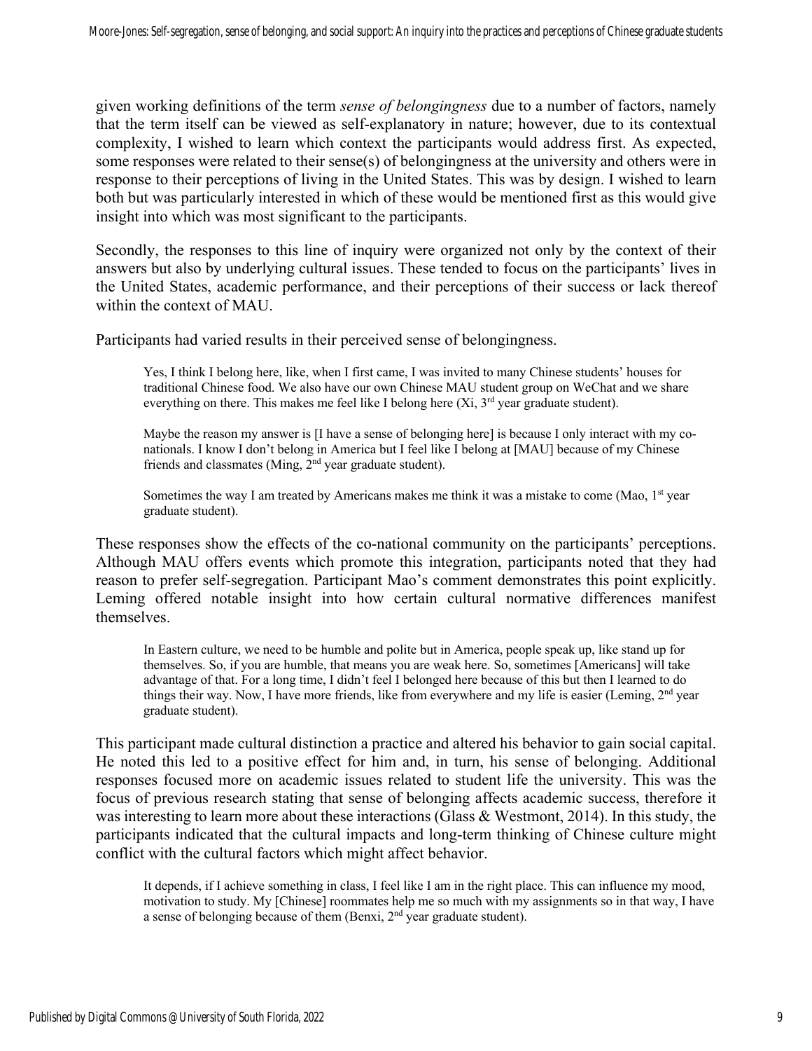given working definitions of the term *sense of belongingness* due to a number of factors, namely that the term itself can be viewed as self-explanatory in nature; however, due to its contextual complexity, I wished to learn which context the participants would address first. As expected, some responses were related to their sense(s) of belongingness at the university and others were in response to their perceptions of living in the United States. This was by design. I wished to learn both but was particularly interested in which of these would be mentioned first as this would give insight into which was most significant to the participants.

Secondly, the responses to this line of inquiry were organized not only by the context of their answers but also by underlying cultural issues. These tended to focus on the participants' lives in the United States, academic performance, and their perceptions of their success or lack thereof within the context of MAU.

Participants had varied results in their perceived sense of belongingness.

> Yes, I think I belong here, like, when I first came, I was invited to many Chinese students' houses for traditional Chinese food. We also have our own Chinese MAU student group on WeChat and we share everything on there. This makes me feel like I belong here (Xi, 3rd year graduate student).

> Maybe the reason my answer is [I have a sense of belonging here] is because I only interact with my co-nationals. I know I don't belong in America but I feel like I belong at [MAU] because of my Chinese friends and classmates (Ming, 2nd year graduate student).

> Sometimes the way I am treated by Americans makes me think it was a mistake to come (Mao, 1st year graduate student).

These responses show the effects of the co-national community on the participants' perceptions. Although MAU offers events which promote this integration, participants noted that they had reason to prefer self-segregation. Participant Mao's comment demonstrates this point explicitly. Leming offered notable insight into how certain cultural normative differences manifest themselves.

> In Eastern culture, we need to be humble and polite but in America, people speak up, like stand up for themselves. So, if you are humble, that means you are weak here. So, sometimes [Americans] will take advantage of that. For a long time, I didn't feel I belonged here because of this but then I learned to do things their way. Now, I have more friends, like from everywhere and my life is easier (Leming, 2nd year graduate student).

This participant made cultural distinction a practice and altered his behavior to gain social capital. He noted this led to a positive effect for him and, in turn, his sense of belonging. Additional responses focused more on academic issues related to student life the university. This was the focus of previous research stating that sense of belonging affects academic success, therefore it was interesting to learn more about these interactions (Glass & Westmont, 2014). In this study, the participants indicated that the cultural impacts and long-term thinking of Chinese culture might conflict with the cultural factors which might affect behavior.

> It depends, if I achieve something in class, I feel like I am in the right place. This can influence my mood, motivation to study. My [Chinese] roommates help me so much with my assignments so in that way, I have a sense of belonging because of them (Benxi, 2nd year graduate student).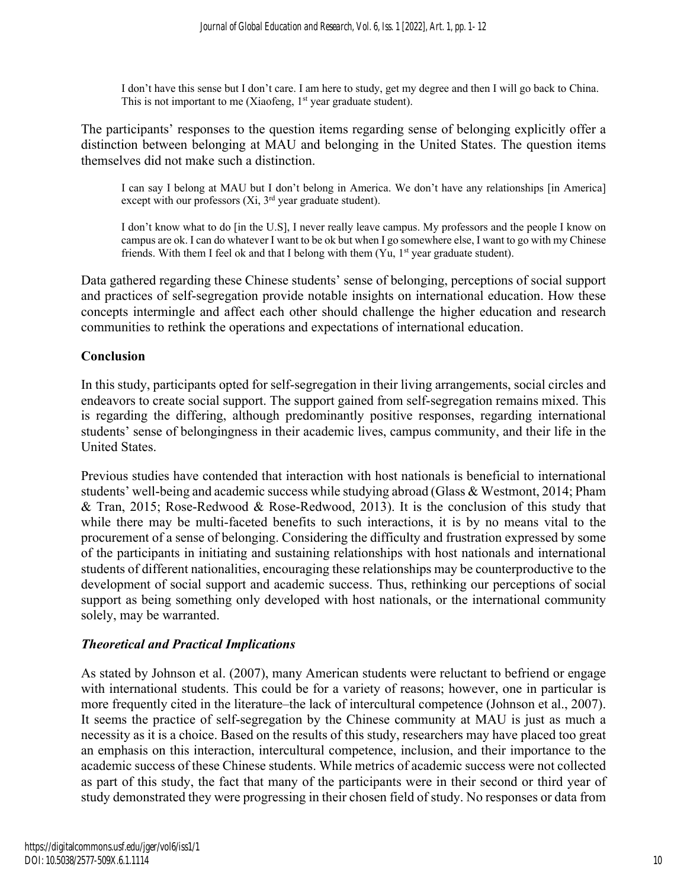> I don't have this sense but I don't care. I am here to study, get my degree and then I will go back to China. This is not important to me (Xiaofeng, 1st year graduate student).

The participants' responses to the question items regarding sense of belonging explicitly offer a distinction between belonging at MAU and belonging in the United States. The question items themselves did not make such a distinction.

> I can say I belong at MAU but I don't belong in America. We don't have any relationships [in America] except with our professors (Xi, 3rd year graduate student).

> I don't know what to do [in the U.S], I never really leave campus. My professors and the people I know on campus are ok. I can do whatever I want to be ok but when I go somewhere else, I want to go with my Chinese friends. With them I feel ok and that I belong with them (Yu, 1st year graduate student).

Data gathered regarding these Chinese students' sense of belonging, perceptions of social support and practices of self-segregation provide notable insights on international education. How these concepts intermingle and affect each other should challenge the higher education and research communities to rethink the operations and expectations of international education.

## Conclusion

In this study, participants opted for self-segregation in their living arrangements, social circles and endeavors to create social support. The support gained from self-segregation remains mixed. This is regarding the differing, although predominantly positive responses, regarding international students' sense of belongingness in their academic lives, campus community, and their life in the United States.

Previous studies have contended that interaction with host nationals is beneficial to international students' well-being and academic success while studying abroad (Glass & Westmont, 2014; Pham & Tran, 2015; Rose-Redwood & Rose-Redwood, 2013). It is the conclusion of this study that while there may be multi-faceted benefits to such interactions, it is by no means vital to the procurement of a sense of belonging. Considering the difficulty and frustration expressed by some of the participants in initiating and sustaining relationships with host nationals and international students of different nationalities, encouraging these relationships may be counterproductive to the development of social support and academic success. Thus, rethinking our perceptions of social support as being something only developed with host nationals, or the international community solely, may be warranted.

### *Theoretical and Practical Implications*

As stated by Johnson et al. (2007), many American students were reluctant to befriend or engage with international students. This could be for a variety of reasons; however, one in particular is more frequently cited in the literature–the lack of intercultural competence (Johnson et al., 2007). It seems the practice of self-segregation by the Chinese community at MAU is just as much a necessity as it is a choice. Based on the results of this study, researchers may have placed too great an emphasis on this interaction, intercultural competence, inclusion, and their importance to the academic success of these Chinese students. While metrics of academic success were not collected as part of this study, the fact that many of the participants were in their second or third year of study demonstrated they were progressing in their chosen field of study. No responses or data from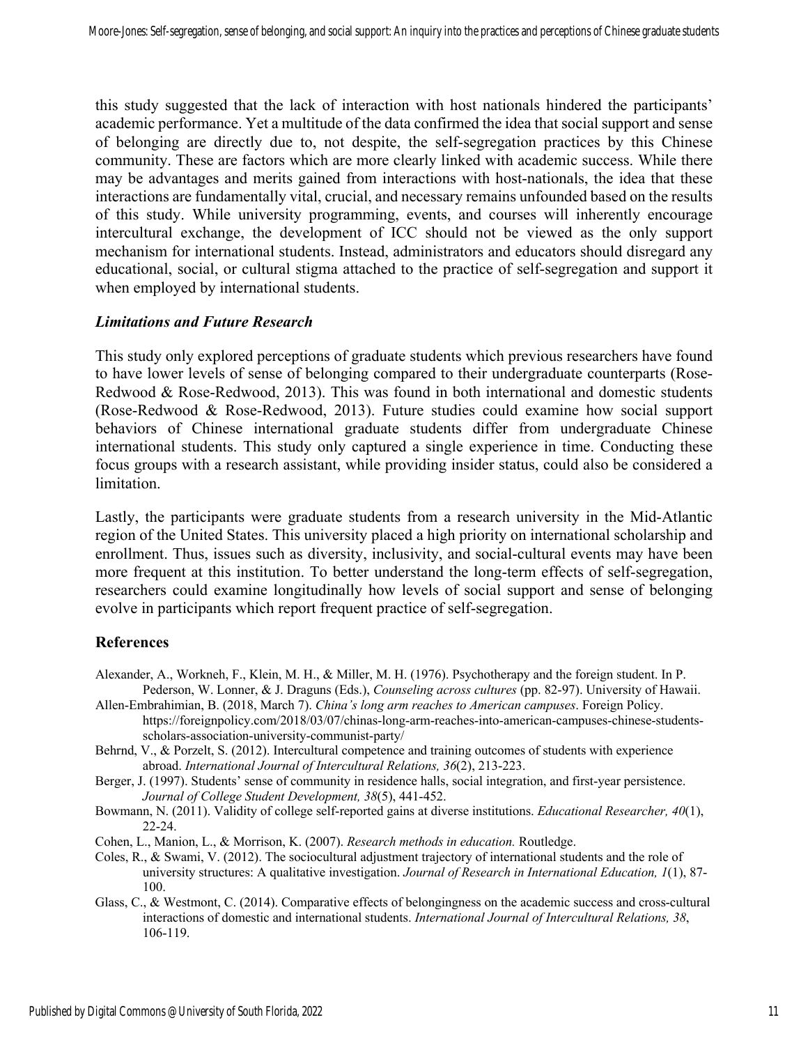this study suggested that the lack of interaction with host nationals hindered the participants' academic performance. Yet a multitude of the data confirmed the idea that social support and sense of belonging are directly due to, not despite, the self-segregation practices by this Chinese community. These are factors which are more clearly linked with academic success. While there may be advantages and merits gained from interactions with host-nationals, the idea that these interactions are fundamentally vital, crucial, and necessary remains unfounded based on the results of this study. While university programming, events, and courses will inherently encourage intercultural exchange, the development of ICC should not be viewed as the only support mechanism for international students. Instead, administrators and educators should disregard any educational, social, or cultural stigma attached to the practice of self-segregation and support it when employed by international students.

### *Limitations and Future Research*

This study only explored perceptions of graduate students which previous researchers have found to have lower levels of sense of belonging compared to their undergraduate counterparts (Rose-Redwood & Rose-Redwood, 2013). This was found in both international and domestic students (Rose-Redwood & Rose-Redwood, 2013). Future studies could examine how social support behaviors of Chinese international graduate students differ from undergraduate Chinese international students. This study only captured a single experience in time. Conducting these focus groups with a research assistant, while providing insider status, could also be considered a limitation.

Lastly, the participants were graduate students from a research university in the Mid-Atlantic region of the United States. This university placed a high priority on international scholarship and enrollment. Thus, issues such as diversity, inclusivity, and social-cultural events may have been more frequent at this institution. To better understand the long-term effects of self-segregation, researchers could examine longitudinally how levels of social support and sense of belonging evolve in participants which report frequent practice of self-segregation.

## References

Alexander, A., Workneh, F., Klein, M. H., & Miller, M. H. (1976). Psychotherapy and the foreign student. In P. Pederson, W. Lonner, & J. Draguns (Eds.), *Counseling across cultures* (pp. 82-97). University of Hawaii.

Allen-Embrahimian, B. (2018, March 7). *China's long arm reaches to American campuses*. Foreign Policy. https://foreignpolicy.com/2018/03/07/chinas-long-arm-reaches-into-american-campuses-chinese-students-scholars-association-university-communist-party/

Behrnd, V., & Porzelt, S. (2012). Intercultural competence and training outcomes of students with experience abroad. *International Journal of Intercultural Relations, 36*(2), 213-223.

Berger, J. (1997). Students' sense of community in residence halls, social integration, and first-year persistence. *Journal of College Student Development, 38*(5), 441-452.

Bowmann, N. (2011). Validity of college self-reported gains at diverse institutions. *Educational Researcher, 40*(1), 22-24.

Cohen, L., Manion, L., & Morrison, K. (2007). *Research methods in education.* Routledge.

Coles, R., & Swami, V. (2012). The sociocultural adjustment trajectory of international students and the role of university structures: A qualitative investigation. *Journal of Research in International Education, 1*(1), 87-100.

Glass, C., & Westmont, C. (2014). Comparative effects of belongingness on the academic success and cross-cultural interactions of domestic and international students. *International Journal of Intercultural Relations, 38*, 106-119.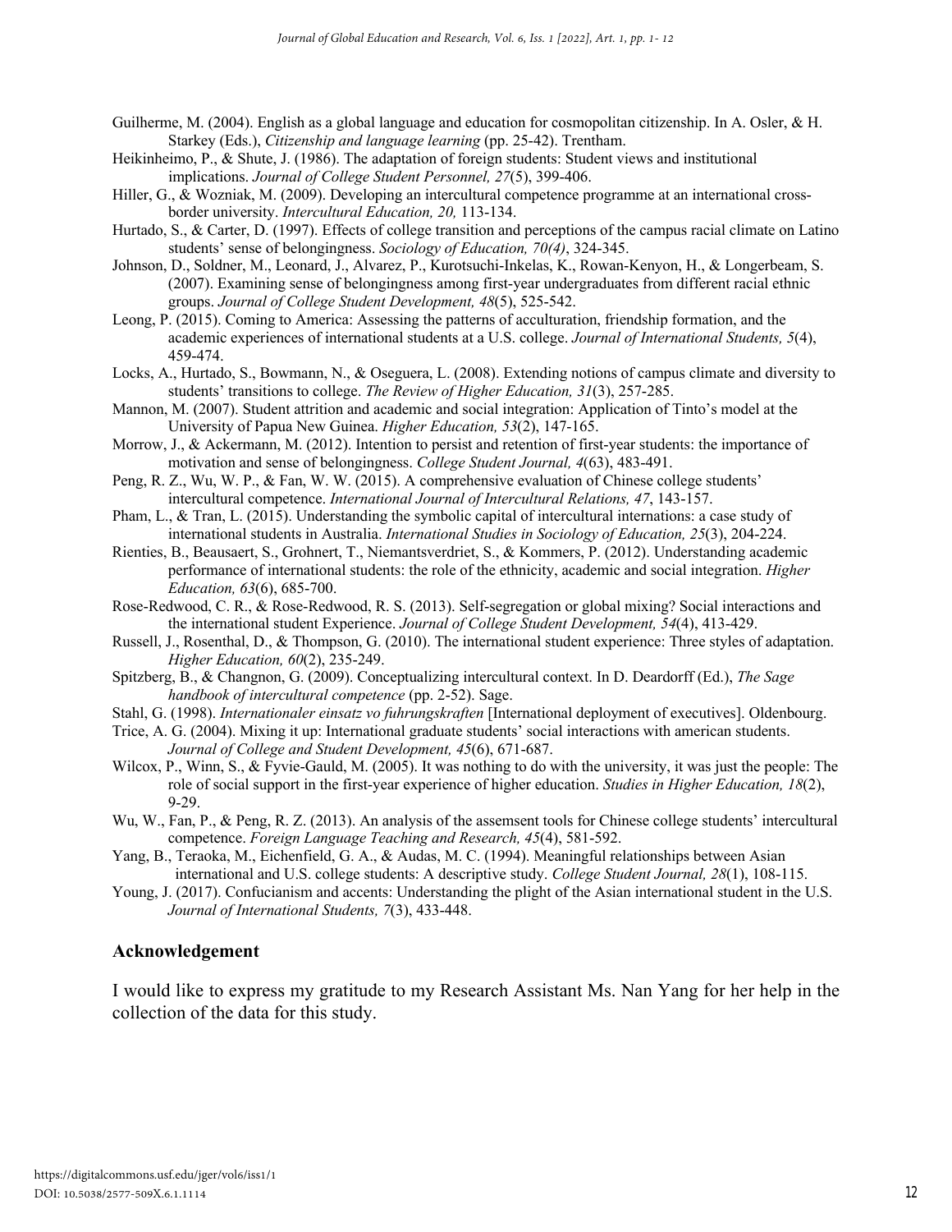Guilherme, M. (2004). English as a global language and education for cosmopolitan citizenship. In A. Osler, & H. Starkey (Eds.), *Citizenship and language learning* (pp. 25-42). Trentham.

Heikinheimo, P., & Shute, J. (1986). The adaptation of foreign students: Student views and institutional implications. *Journal of College Student Personnel, 27*(5), 399-406.

Hiller, G., & Wozniak, M. (2009). Developing an intercultural competence programme at an international cross-border university. *Intercultural Education, 20,* 113-134.

Hurtado, S., & Carter, D. (1997). Effects of college transition and perceptions of the campus racial climate on Latino students' sense of belongingness. *Sociology of Education, 70(4)*, 324-345.

Johnson, D., Soldner, M., Leonard, J., Alvarez, P., Kurotsuchi-Inkelas, K., Rowan-Kenyon, H., & Longerbeam, S. (2007). Examining sense of belongingness among first-year undergraduates from different racial ethnic groups. *Journal of College Student Development, 48*(5), 525-542.

Leong, P. (2015). Coming to America: Assessing the patterns of acculturation, friendship formation, and the academic experiences of international students at a U.S. college. *Journal of International Students, 5*(4), 459-474.

Locks, A., Hurtado, S., Bowmann, N., & Oseguera, L. (2008). Extending notions of campus climate and diversity to students' transitions to college. *The Review of Higher Education, 31*(3), 257-285.

Mannon, M. (2007). Student attrition and academic and social integration: Application of Tinto's model at the University of Papua New Guinea. *Higher Education, 53*(2), 147-165.

Morrow, J., & Ackermann, M. (2012). Intention to persist and retention of first-year students: the importance of motivation and sense of belongingness. *College Student Journal, 4*(63), 483-491.

Peng, R. Z., Wu, W. P., & Fan, W. W. (2015). A comprehensive evaluation of Chinese college students' intercultural competence. *International Journal of Intercultural Relations, 47*, 143-157.

Pham, L., & Tran, L. (2015). Understanding the symbolic capital of intercultural internations: a case study of international students in Australia. *International Studies in Sociology of Education, 25*(3), 204-224.

Rienties, B., Beausaert, S., Grohnert, T., Niemantsverdriet, S., & Kommers, P. (2012). Understanding academic performance of international students: the role of the ethnicity, academic and social integration. *Higher Education, 63*(6), 685-700.

Rose-Redwood, C. R., & Rose-Redwood, R. S. (2013). Self-segregation or global mixing? Social interactions and the international student Experience. *Journal of College Student Development, 54*(4), 413-429.

Russell, J., Rosenthal, D., & Thompson, G. (2010). The international student experience: Three styles of adaptation. *Higher Education, 60*(2), 235-249.

Spitzberg, B., & Changnon, G. (2009). Conceptualizing intercultural context. In D. Deardorff (Ed.), *The Sage handbook of intercultural competence* (pp. 2-52). Sage.

Stahl, G. (1998). *Internationaler einsatz vo fuhrungskraften* [International deployment of executives]. Oldenbourg.

Trice, A. G. (2004). Mixing it up: International graduate students' social interactions with american students. *Journal of College and Student Development, 45*(6), 671-687.

Wilcox, P., Winn, S., & Fyvie-Gauld, M. (2005). It was nothing to do with the university, it was just the people: The role of social support in the first-year experience of higher education. *Studies in Higher Education, 18*(2), 9-29.

Wu, W., Fan, P., & Peng, R. Z. (2013). An analysis of the assemsent tools for Chinese college students' intercultural competence. *Foreign Language Teaching and Research, 45*(4), 581-592.

Yang, B., Teraoka, M., Eichenfield, G. A., & Audas, M. C. (1994). Meaningful relationships between Asian international and U.S. college students: A descriptive study. *College Student Journal, 28*(1), 108-115.

Young, J. (2017). Confucianism and accents: Understanding the plight of the Asian international student in the U.S. *Journal of International Students, 7*(3), 433-448.

## Acknowledgement

I would like to express my gratitude to my Research Assistant Ms. Nan Yang for her help in the collection of the data for this study.